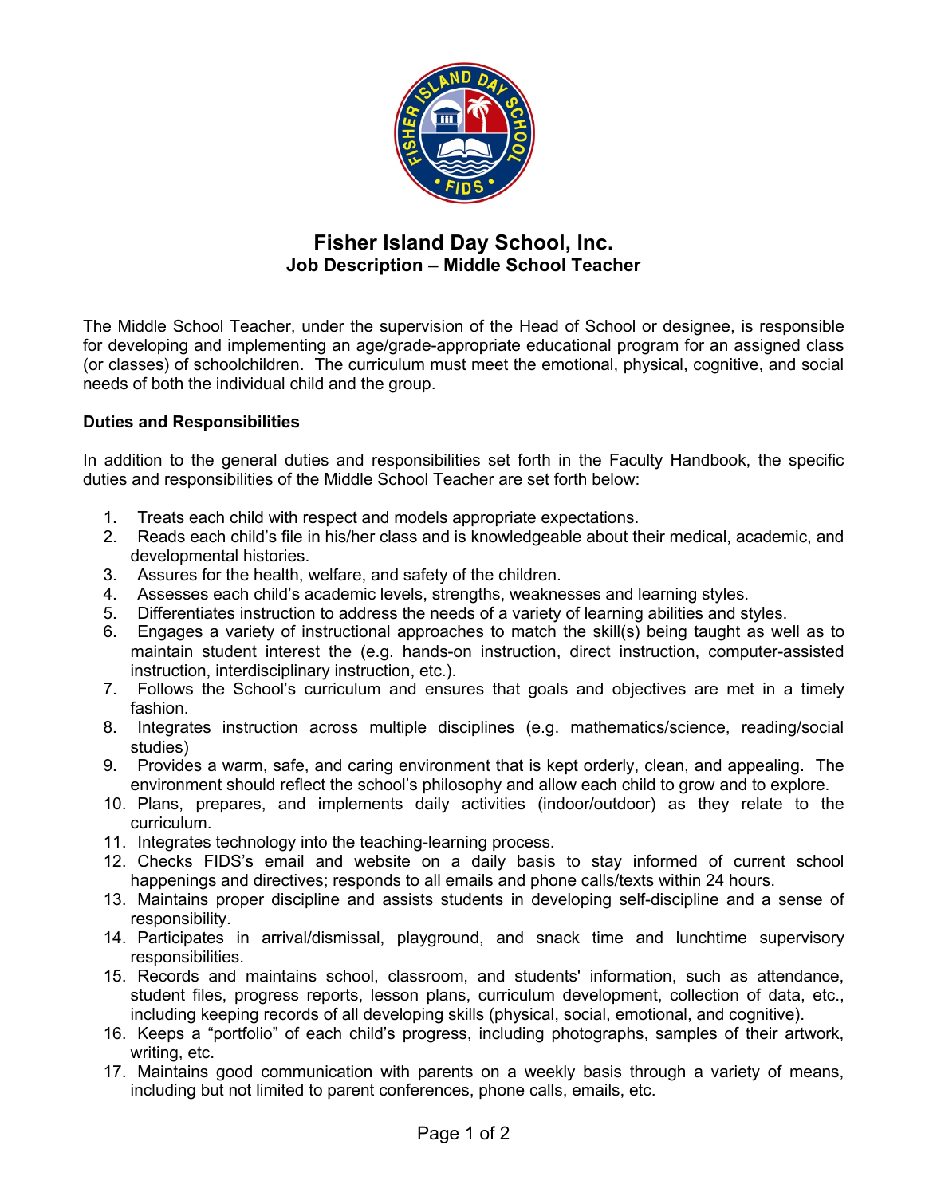# Fisher Island Day School, Inc.

## Job Description – Middle School Teacher

The Middle School Teacher, under the supervision of the Head of School or designee, is responsible for developing and implementing an age/grade-appropriate educational program for an assigned class (or classes) of schoolchildren. The curriculum must meet the emotional, physical, cognitive, and social needs of both the individual child and the group.

**Duties and Responsibilities**

In addition to the general duties and responsibilities set forth in the Faculty Handbook, the specific duties and responsibilities of the Middle School Teacher are set forth below:

1. Treats each child with respect and models appropriate expectations.
2. Reads each child's file in his/her class and is knowledgeable about their medical, academic, and developmental histories.
3. Assures for the health, welfare, and safety of the children.
4. Assesses each child's academic levels, strengths, weaknesses and learning styles.
5. Differentiates instruction to address the needs of a variety of learning abilities and styles.
6. Engages a variety of instructional approaches to match the skill(s) being taught as well as to maintain student interest the (e.g. hands-on instruction, direct instruction, computer-assisted instruction, interdisciplinary instruction, etc.).
7. Follows the School's curriculum and ensures that goals and objectives are met in a timely fashion.
8. Integrates instruction across multiple disciplines (e.g. mathematics/science, reading/social studies)
9. Provides a warm, safe, and caring environment that is kept orderly, clean, and appealing. The environment should reflect the school's philosophy and allow each child to grow and to explore.
10. Plans, prepares, and implements daily activities (indoor/outdoor) as they relate to the curriculum.
11. Integrates technology into the teaching-learning process.
12. Checks FIDS's email and website on a daily basis to stay informed of current school happenings and directives; responds to all emails and phone calls/texts within 24 hours.
13. Maintains proper discipline and assists students in developing self-discipline and a sense of responsibility.
14. Participates in arrival/dismissal, playground, and snack time and lunchtime supervisory responsibilities.
15. Records and maintains school, classroom, and students' information, such as attendance, student files, progress reports, lesson plans, curriculum development, collection of data, etc., including keeping records of all developing skills (physical, social, emotional, and cognitive).
16. Keeps a "portfolio" of each child's progress, including photographs, samples of their artwork, writing, etc.
17. Maintains good communication with parents on a weekly basis through a variety of means, including but not limited to parent conferences, phone calls, emails, etc.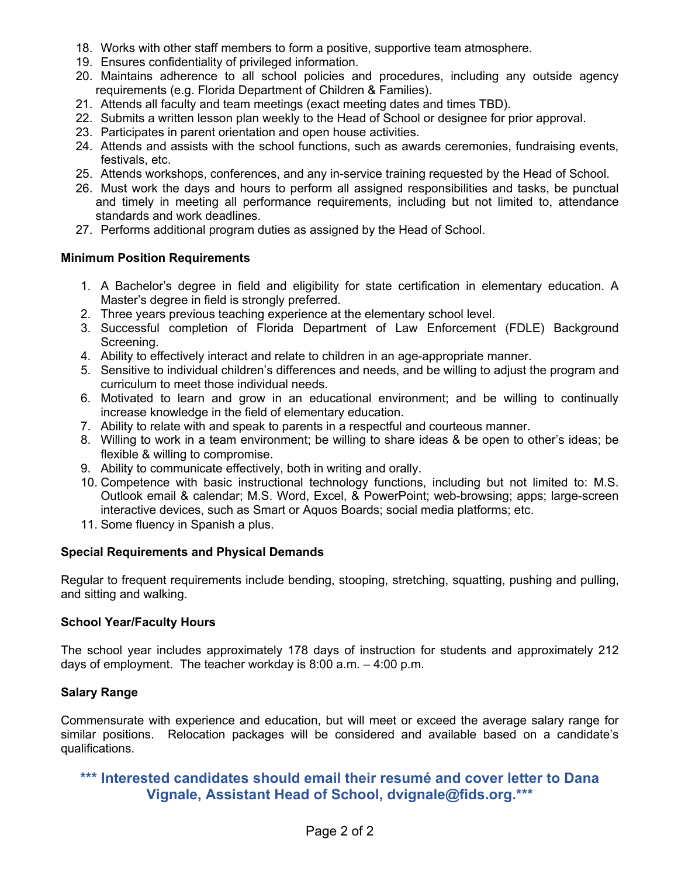18. Works with other staff members to form a positive, supportive team atmosphere.
19. Ensures confidentiality of privileged information.
20. Maintains adherence to all school policies and procedures, including any outside agency requirements (e.g. Florida Department of Children & Families).
21. Attends all faculty and team meetings (exact meeting dates and times TBD).
22. Submits a written lesson plan weekly to the Head of School or designee for prior approval.
23. Participates in parent orientation and open house activities.
24. Attends and assists with the school functions, such as awards ceremonies, fundraising events, festivals, etc.
25. Attends workshops, conferences, and any in-service training requested by the Head of School.
26. Must work the days and hours to perform all assigned responsibilities and tasks, be punctual and timely in meeting all performance requirements, including but not limited to, attendance standards and work deadlines.
27. Performs additional program duties as assigned by the Head of School.

**Minimum Position Requirements**

1. A Bachelor's degree in field and eligibility for state certification in elementary education. A Master's degree in field is strongly preferred.
2. Three years previous teaching experience at the elementary school level.
3. Successful completion of Florida Department of Law Enforcement (FDLE) Background Screening.
4. Ability to effectively interact and relate to children in an age-appropriate manner.
5. Sensitive to individual children's differences and needs, and be willing to adjust the program and curriculum to meet those individual needs.
6. Motivated to learn and grow in an educational environment; and be willing to continually increase knowledge in the field of elementary education.
7. Ability to relate with and speak to parents in a respectful and courteous manner.
8. Willing to work in a team environment; be willing to share ideas & be open to other's ideas; be flexible & willing to compromise.
9. Ability to communicate effectively, both in writing and orally.
10. Competence with basic instructional technology functions, including but not limited to: M.S. Outlook email & calendar; M.S. Word, Excel, & PowerPoint; web-browsing; apps; large-screen interactive devices, such as Smart or Aquos Boards; social media platforms; etc.
11. Some fluency in Spanish a plus.

**Special Requirements and Physical Demands**

Regular to frequent requirements include bending, stooping, stretching, squatting, pushing and pulling, and sitting and walking.

**School Year/Faculty Hours**

The school year includes approximately 178 days of instruction for students and approximately 212 days of employment. The teacher workday is 8:00 a.m. – 4:00 p.m.

**Salary Range**

Commensurate with experience and education, but will meet or exceed the average salary range for similar positions. Relocation packages will be considered and available based on a candidate's qualifications.

**\*\*\* Interested candidates should email their resumé and cover letter to Dana Vignale, Assistant Head of School, dvignale@fids.org.\*\*\***